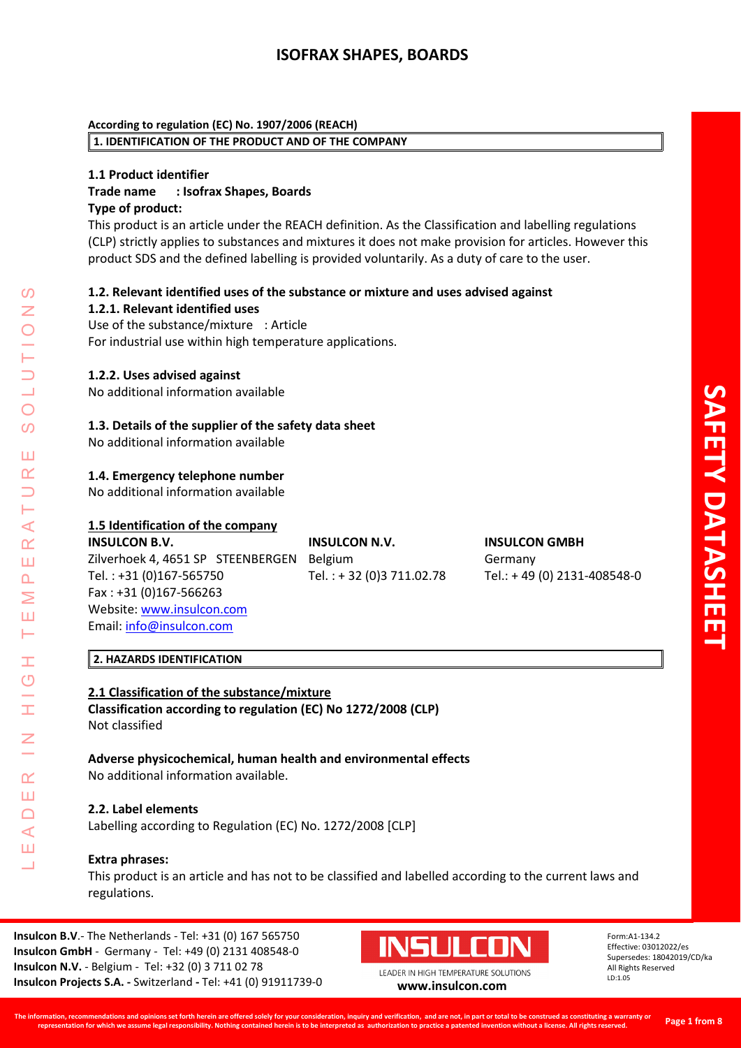# ISOFRAX SHAPES, BOARDS

**According to regulation (EC) No. 1907/2006 (REACH)**

## 1. IDENTIFICATION OF THE PRODUCT AND OF THE COMPANY

### 1.1 Product identifier

**Trade name : Isofrax Shapes, Boards**

**Type of product:**

This product is an article under the REACH definition. As the Classification and labelling regulations (CLP) strictly applies to substances and mixtures it does not make provision for articles. However this product SDS and the defined labelling is provided voluntarily. As a duty of care to the user.

### 1.2. Relevant identified uses of the substance or mixture and uses advised against

**1.2.1. Relevant identified uses**

Use of the substance/mixture : Article

For industrial use within high temperature applications.

**1.2.2. Uses advised against**

No additional information available

### 1.3. Details of the supplier of the safety data sheet

No additional information available

### 1.4. Emergency telephone number

No additional information available

### 1.5 Identification of the company

**INSULCON B.V.**
Zilverhoek 4, 4651 SP STEENBERGEN
Tel. : +31 (0)167-565750
Fax : +31 (0)167-566263
Website: www.insulcon.com
Email: info@insulcon.com

**INSULCON N.V.**
Belgium
Tel. : + 32 (0)3 711.02.78

**INSULCON GMBH**
Germany
Tel.: + 49 (0) 2131-408548-0

## 2. HAZARDS IDENTIFICATION

### 2.1 Classification of the substance/mixture

**Classification according to regulation (EC) No 1272/2008 (CLP)**

Not classified

**Adverse physicochemical, human health and environmental effects**

No additional information available.

### 2.2. Label elements

Labelling according to Regulation (EC) No. 1272/2008 [CLP]

**Extra phrases:**

This product is an article and has not to be classified and labelled according to the current laws and regulations.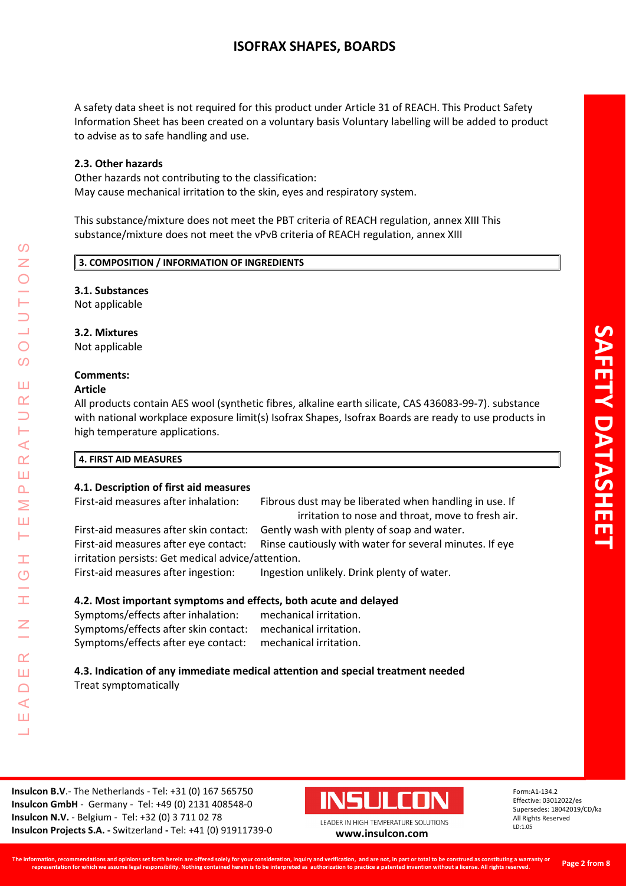A safety data sheet is not required for this product under Article 31 of REACH. This Product Safety Information Sheet has been created on a voluntary basis Voluntary labelling will be added to product to advise as to safe handling and use.

### 2.3. Other hazards

Other hazards not contributing to the classification:
May cause mechanical irritation to the skin, eyes and respiratory system.

This substance/mixture does not meet the PBT criteria of REACH regulation, annex XIII This substance/mixture does not meet the vPvB criteria of REACH regulation, annex XIII

## 3. COMPOSITION / INFORMATION OF INGREDIENTS

### 3.1. Substances

Not applicable

### 3.2. Mixtures

Not applicable

**Comments:**

**Article**

All products contain AES wool (synthetic fibres, alkaline earth silicate, CAS 436083-99-7). substance with national workplace exposure limit(s) Isofrax Shapes, Isofrax Boards are ready to use products in high temperature applications.

## 4. FIRST AID MEASURES

### 4.1. Description of first aid measures

First-aid measures after inhalation: Fibrous dust may be liberated when handling in use. If irritation to nose and throat, move to fresh air.

First-aid measures after skin contact: Gently wash with plenty of soap and water.

First-aid measures after eye contact: Rinse cautiously with water for several minutes. If eye irritation persists: Get medical advice/attention.

First-aid measures after ingestion: Ingestion unlikely. Drink plenty of water.

### 4.2. Most important symptoms and effects, both acute and delayed

Symptoms/effects after inhalation: mechanical irritation.

Symptoms/effects after skin contact: mechanical irritation.

Symptoms/effects after eye contact: mechanical irritation.

### 4.3. Indication of any immediate medical attention and special treatment needed

Treat symptomatically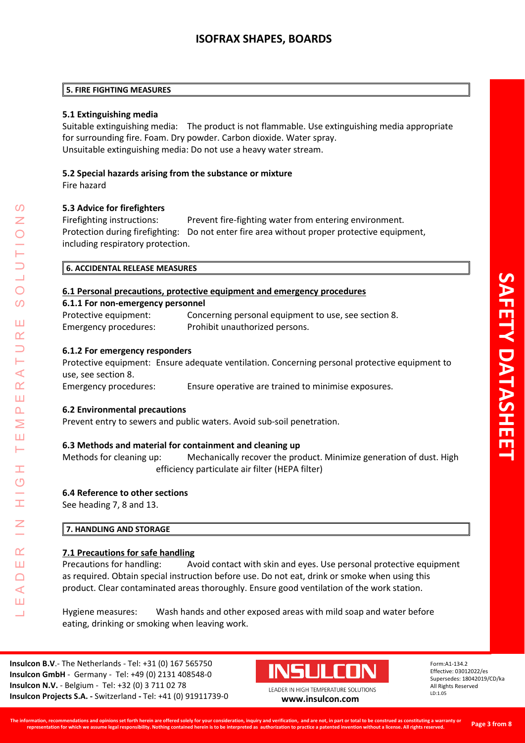## 5. FIRE FIGHTING MEASURES

### 5.1 Extinguishing media

Suitable extinguishing media: The product is not flammable. Use extinguishing media appropriate for surrounding fire. Foam. Dry powder. Carbon dioxide. Water spray.
Unsuitable extinguishing media: Do not use a heavy water stream.

### 5.2 Special hazards arising from the substance or mixture

Fire hazard

### 5.3 Advice for firefighters

Firefighting instructions: Prevent fire-fighting water from entering environment.
Protection during firefighting: Do not enter fire area without proper protective equipment, including respiratory protection.

## 6. ACCIDENTAL RELEASE MEASURES

### 6.1 Personal precautions, protective equipment and emergency procedures

#### 6.1.1 For non-emergency personnel

Protective equipment: Concerning personal equipment to use, see section 8.
Emergency procedures: Prohibit unauthorized persons.

#### 6.1.2 For emergency responders

Protective equipment: Ensure adequate ventilation. Concerning personal protective equipment to use, see section 8.
Emergency procedures: Ensure operative are trained to minimise exposures.

### 6.2 Environmental precautions

Prevent entry to sewers and public waters. Avoid sub-soil penetration.

### 6.3 Methods and material for containment and cleaning up

Methods for cleaning up: Mechanically recover the product. Minimize generation of dust. High efficiency particulate air filter (HEPA filter)

### 6.4 Reference to other sections

See heading 7, 8 and 13.

## 7. HANDLING AND STORAGE

### 7.1 Precautions for safe handling

Precautions for handling: Avoid contact with skin and eyes. Use personal protective equipment as required. Obtain special instruction before use. Do not eat, drink or smoke when using this product. Clear contaminated areas thoroughly. Ensure good ventilation of the work station.

Hygiene measures: Wash hands and other exposed areas with mild soap and water before eating, drinking or smoking when leaving work.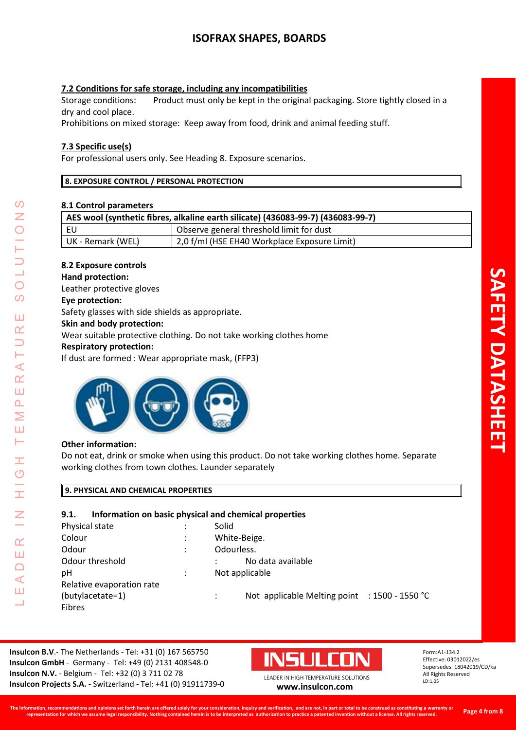### 7.2 Conditions for safe storage, including any incompatibilities

Storage conditions: Product must only be kept in the original packaging. Store tightly closed in a dry and cool place.

Prohibitions on mixed storage: Keep away from food, drink and animal feeding stuff.

### 7.3 Specific use(s)

For professional users only. See Heading 8. Exposure scenarios.

## 8. EXPOSURE CONTROL / PERSONAL PROTECTION

### 8.1 Control parameters

| AES wool (synthetic fibres, alkaline earth silicate) (436083-99-7) (436083-99-7) | |
|---|---|
| EU | Observe general threshold limit for dust |
| UK - Remark (WEL) | 2,0 f/ml (HSE EH40 Workplace Exposure Limit) |

### 8.2 Exposure controls

**Hand protection:**

Leather protective gloves

**Eye protection:**

Safety glasses with side shields as appropriate.

**Skin and body protection:**

Wear suitable protective clothing. Do not take working clothes home

**Respiratory protection:**

If dust are formed : Wear appropriate mask, (FFP3)

**Other information:**

Do not eat, drink or smoke when using this product. Do not take working clothes home. Separate working clothes from town clothes. Launder separately

## 9. PHYSICAL AND CHEMICAL PROPERTIES

### 9.1. Information on basic physical and chemical properties

Physical state : Solid

Colour : White-Beige.

Odour : Odourless.

Odour threshold : No data available

pH : Not applicable

Relative evaporation rate (butylacetate=1) : Not applicable

Melting point : 1500 - 1550 °C

Fibres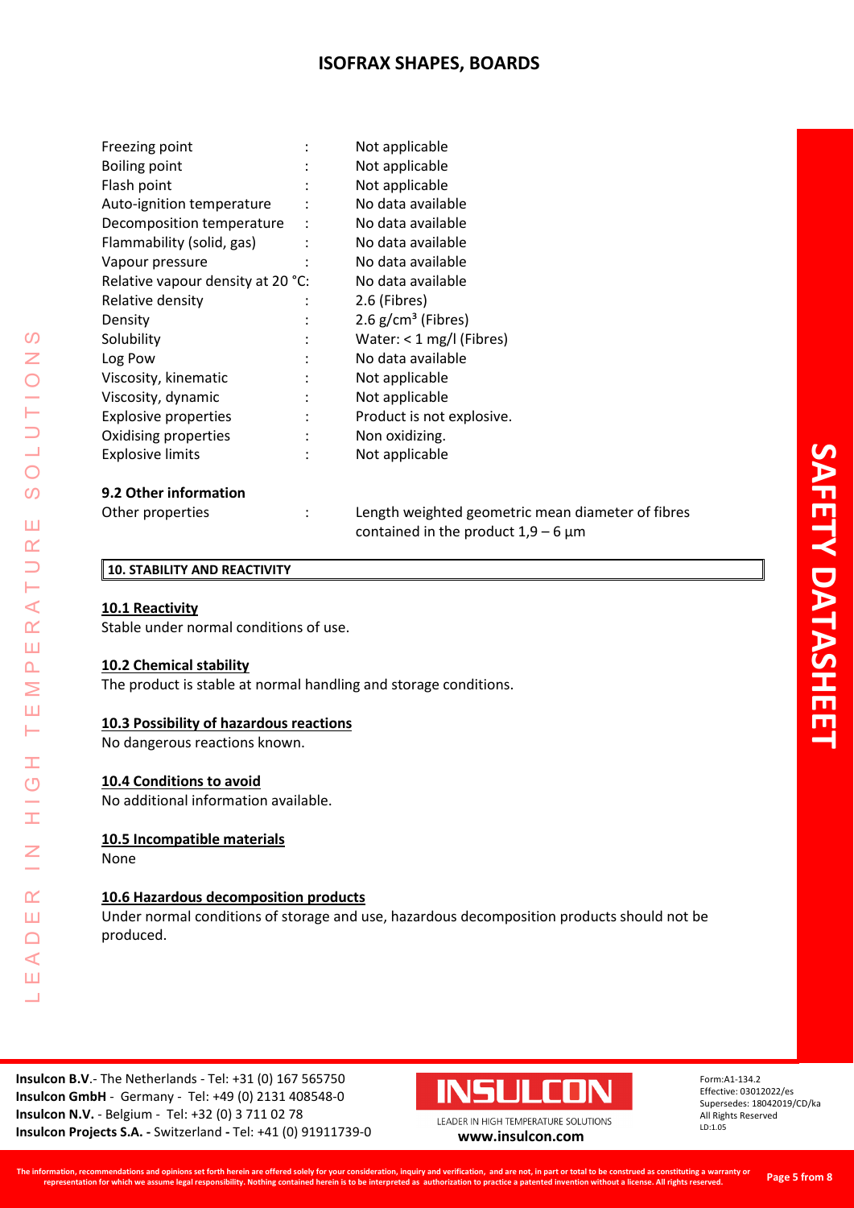| | | |
|---|---|---|
| Freezing point | : | Not applicable |
| Boiling point | : | Not applicable |
| Flash point | : | Not applicable |
| Auto-ignition temperature | : | No data available |
| Decomposition temperature | : | No data available |
| Flammability (solid, gas) | : | No data available |
| Vapour pressure | : | No data available |
| Relative vapour density at 20 °C: | | No data available |
| Relative density | : | 2.6 (Fibres) |
| Density | : | 2.6 g/cm³ (Fibres) |
| Solubility | : | Water: < 1 mg/l (Fibres) |
| Log Pow | : | No data available |
| Viscosity, kinematic | : | Not applicable |
| Viscosity, dynamic | : | Not applicable |
| Explosive properties | : | Product is not explosive. |
| Oxidising properties | : | Non oxidizing. |
| Explosive limits | : | Not applicable |

**9.2 Other information**

Other properties : Length weighted geometric mean diameter of fibres contained in the product 1,9 – 6 µm

## 10. STABILITY AND REACTIVITY

**10.1 Reactivity**

Stable under normal conditions of use.

**10.2 Chemical stability**

The product is stable at normal handling and storage conditions.

**10.3 Possibility of hazardous reactions**

No dangerous reactions known.

**10.4 Conditions to avoid**

No additional information available.

**10.5 Incompatible materials**

None

**10.6 Hazardous decomposition products**

Under normal conditions of storage and use, hazardous decomposition products should not be produced.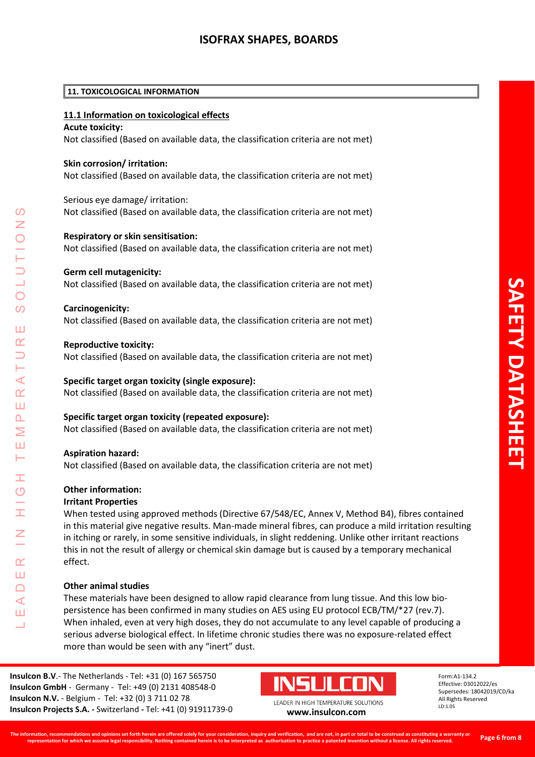## 11. TOXICOLOGICAL INFORMATION

### 11.1 Information on toxicological effects

**Acute toxicity:**
Not classified (Based on available data, the classification criteria are not met)

**Skin corrosion/ irritation:**
Not classified (Based on available data, the classification criteria are not met)

Serious eye damage/ irritation:
Not classified (Based on available data, the classification criteria are not met)

**Respiratory or skin sensitisation:**
Not classified (Based on available data, the classification criteria are not met)

**Germ cell mutagenicity:**
Not classified (Based on available data, the classification criteria are not met)

**Carcinogenicity:**
Not classified (Based on available data, the classification criteria are not met)

**Reproductive toxicity:**
Not classified (Based on available data, the classification criteria are not met)

**Specific target organ toxicity (single exposure):**
Not classified (Based on available data, the classification criteria are not met)

**Specific target organ toxicity (repeated exposure):**
Not classified (Based on available data, the classification criteria are not met)

**Aspiration hazard:**
Not classified (Based on available data, the classification criteria are not met)

**Other information:**

**Irritant Properties**

When tested using approved methods (Directive 67/548/EC, Annex V, Method B4), fibres contained in this material give negative results. Man-made mineral fibres, can produce a mild irritation resulting in itching or rarely, in some sensitive individuals, in slight reddening. Unlike other irritant reactions this in not the result of allergy or chemical skin damage but is caused by a temporary mechanical effect.

**Other animal studies**

These materials have been designed to allow rapid clearance from lung tissue. And this low bio-persistence has been confirmed in many studies on AES using EU protocol ECB/TM/*27 (rev.7). When inhaled, even at very high doses, they do not accumulate to any level capable of producing a serious adverse biological effect. In lifetime chronic studies there was no exposure-related effect more than would be seen with any "inert" dust.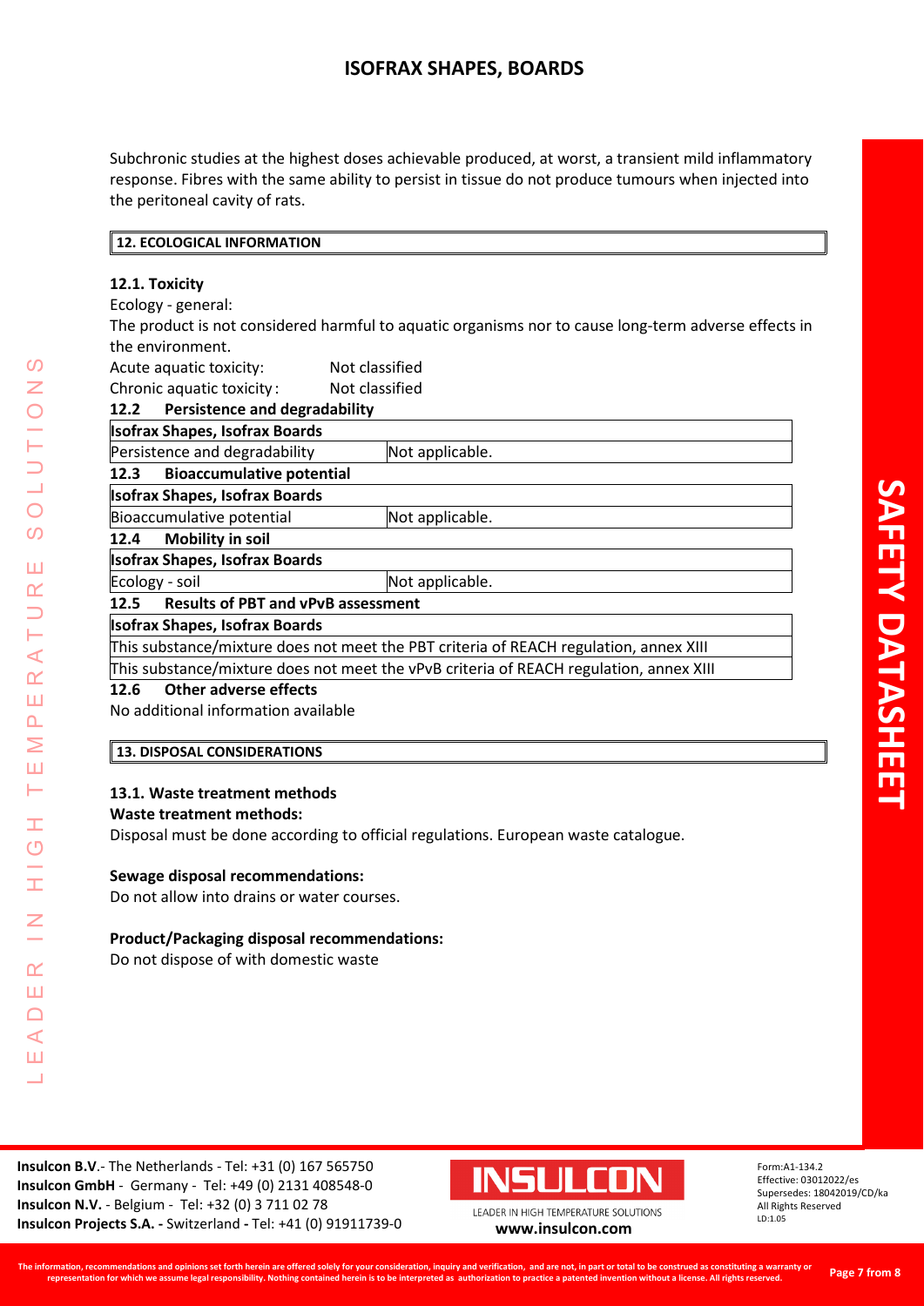Subchronic studies at the highest doses achievable produced, at worst, a transient mild inflammatory response. Fibres with the same ability to persist in tissue do not produce tumours when injected into the peritoneal cavity of rats.

## 12. ECOLOGICAL INFORMATION

### 12.1. Toxicity

Ecology - general:

The product is not considered harmful to aquatic organisms nor to cause long-term adverse effects in the environment.

Acute aquatic toxicity: Not classified

Chronic aquatic toxicity: Not classified

### 12.2 Persistence and degradability

| Isofrax Shapes, Isofrax Boards | |
|---|---|
| Persistence and degradability | Not applicable. |

### 12.3 Bioaccumulative potential

| Isofrax Shapes, Isofrax Boards | |
|---|---|
| Bioaccumulative potential | Not applicable. |

### 12.4 Mobility in soil

| Isofrax Shapes, Isofrax Boards | |
|---|---|
| Ecology - soil | Not applicable. |

### 12.5 Results of PBT and vPvB assessment

| Isofrax Shapes, Isofrax Boards |
|---|
| This substance/mixture does not meet the PBT criteria of REACH regulation, annex XIII |
| This substance/mixture does not meet the vPvB criteria of REACH regulation, annex XIII |

### 12.6 Other adverse effects

No additional information available

## 13. DISPOSAL CONSIDERATIONS

### 13.1. Waste treatment methods

**Waste treatment methods:**

Disposal must be done according to official regulations. European waste catalogue.

**Sewage disposal recommendations:**

Do not allow into drains or water courses.

**Product/Packaging disposal recommendations:**

Do not dispose of with domestic waste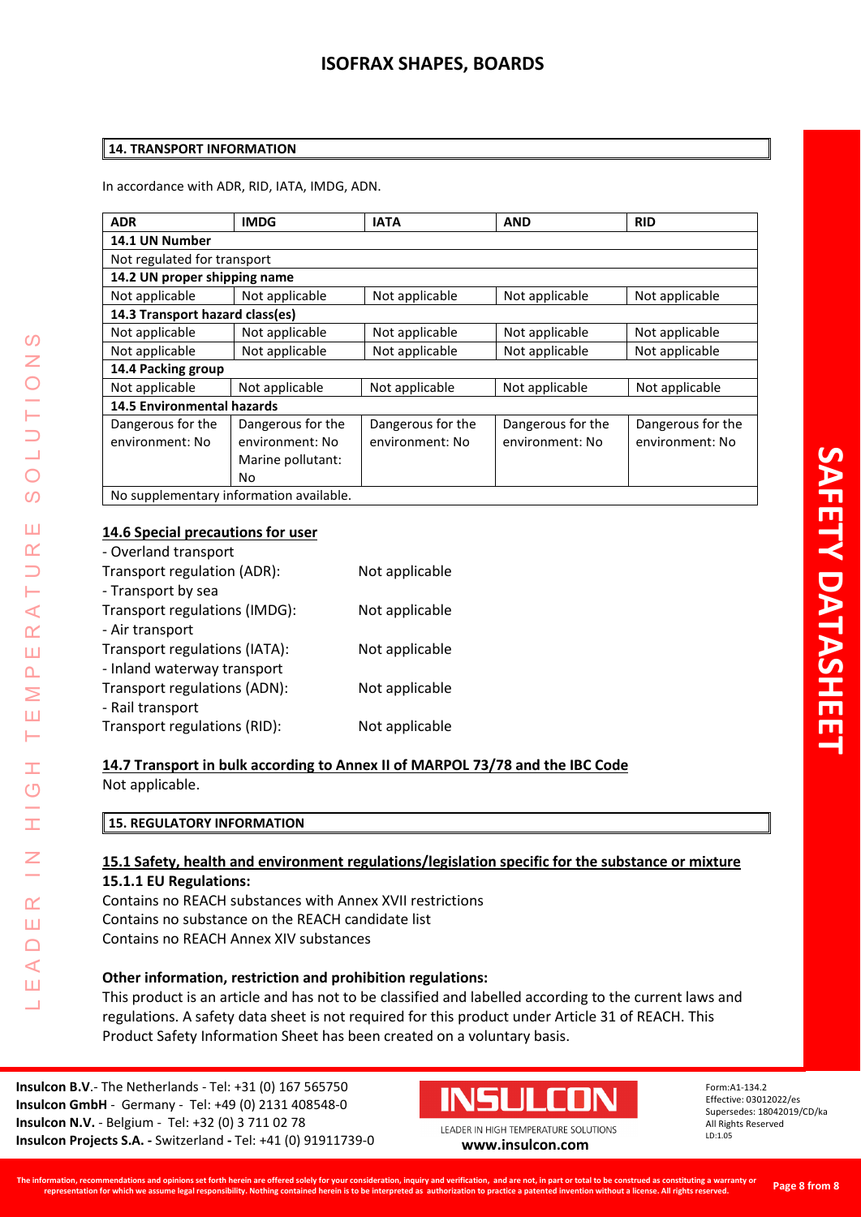## 14. TRANSPORT INFORMATION

In accordance with ADR, RID, IATA, IMDG, ADN.

| ADR | IMDG | IATA | AND | RID |
|---|---|---|---|---|
| **14.1 UN Number** | | | | |
| Not regulated for transport | | | | |
| **14.2 UN proper shipping name** | | | | |
| Not applicable | Not applicable | Not applicable | Not applicable | Not applicable |
| **14.3 Transport hazard class(es)** | | | | |
| Not applicable | Not applicable | Not applicable | Not applicable | Not applicable |
| Not applicable | Not applicable | Not applicable | Not applicable | Not applicable |
| **14.4 Packing group** | | | | |
| Not applicable | Not applicable | Not applicable | Not applicable | Not applicable |
| **14.5 Environmental hazards** | | | | |
| Dangerous for the environment: No | Dangerous for the environment: No Marine pollutant: No | Dangerous for the environment: No | Dangerous for the environment: No | Dangerous for the environment: No |
| No supplementary information available. | | | | |

### 14.6 Special precautions for user

- Overland transport
Transport regulation (ADR): Not applicable
- Transport by sea
Transport regulations (IMDG): Not applicable
- Air transport
Transport regulations (IATA): Not applicable
- Inland waterway transport
Transport regulations (ADN): Not applicable
- Rail transport
Transport regulations (RID): Not applicable

### 14.7 Transport in bulk according to Annex II of MARPOL 73/78 and the IBC Code

Not applicable.

## 15. REGULATORY INFORMATION

### 15.1 Safety, health and environment regulations/legislation specific for the substance or mixture

**15.1.1 EU Regulations:**

Contains no REACH substances with Annex XVII restrictions
Contains no substance on the REACH candidate list
Contains no REACH Annex XIV substances

**Other information, restriction and prohibition regulations:**

This product is an article and has not to be classified and labelled according to the current laws and regulations. A safety data sheet is not required for this product under Article 31 of REACH. This Product Safety Information Sheet has been created on a voluntary basis.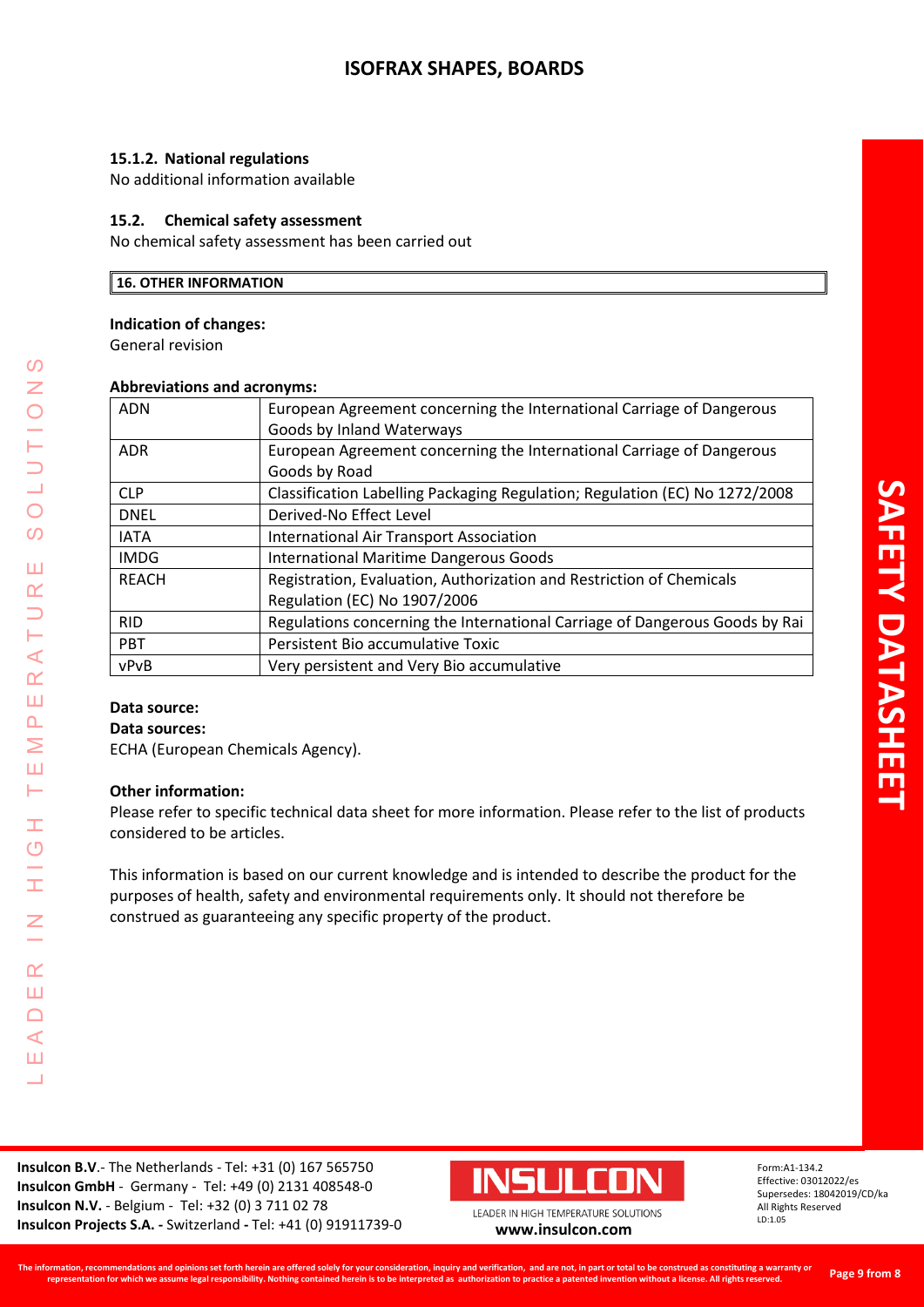#### 15.1.2. National regulations

No additional information available

### 15.2. Chemical safety assessment

No chemical safety assessment has been carried out

## 16. OTHER INFORMATION

**Indication of changes:**

General revision

**Abbreviations and acronyms:**

| | |
|---|---|
| ADN | European Agreement concerning the International Carriage of Dangerous Goods by Inland Waterways |
| ADR | European Agreement concerning the International Carriage of Dangerous Goods by Road |
| CLP | Classification Labelling Packaging Regulation; Regulation (EC) No 1272/2008 |
| DNEL | Derived-No Effect Level |
| IATA | International Air Transport Association |
| IMDG | International Maritime Dangerous Goods |
| REACH | Registration, Evaluation, Authorization and Restriction of Chemicals Regulation (EC) No 1907/2006 |
| RID | Regulations concerning the International Carriage of Dangerous Goods by Rai |
| PBT | Persistent Bio accumulative Toxic |
| vPvB | Very persistent and Very Bio accumulative |

**Data source:**

**Data sources:**

ECHA (European Chemicals Agency).

**Other information:**

Please refer to specific technical data sheet for more information. Please refer to the list of products considered to be articles.

This information is based on our current knowledge and is intended to describe the product for the purposes of health, safety and environmental requirements only. It should not therefore be construed as guaranteeing any specific property of the product.